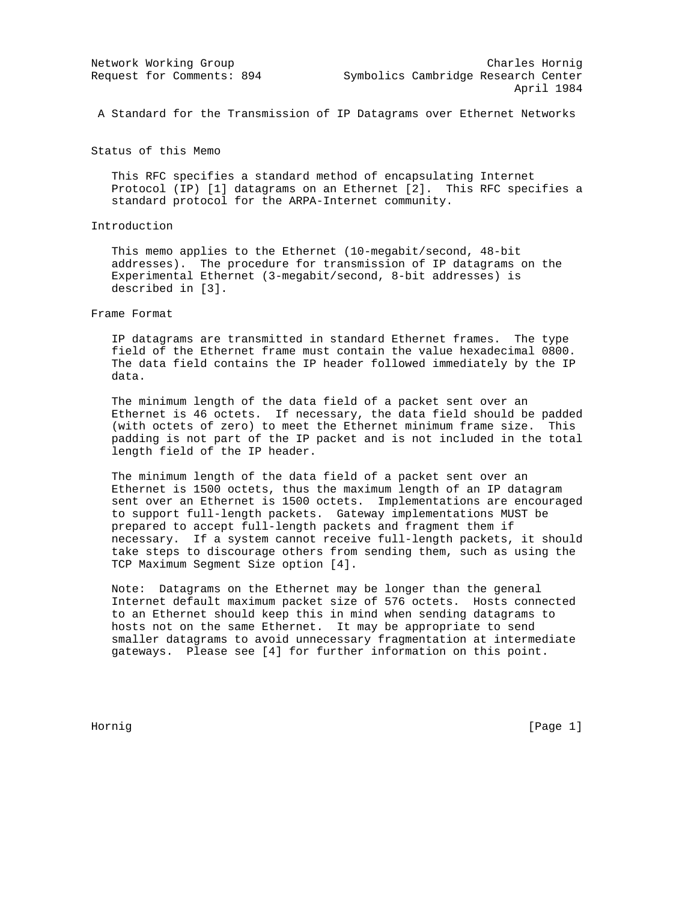Network Working Group  
Request for Comments: 894

Charles Hornig  
Symbolics Cambridge Research Center  
April 1984

# A Standard for the Transmission of IP Datagrams over Ethernet Networks

## Status of this Memo

This RFC specifies a standard method of encapsulating Internet Protocol (IP) [1] datagrams on an Ethernet [2]. This RFC specifies a standard protocol for the ARPA-Internet community.

## Introduction

This memo applies to the Ethernet (10-megabit/second, 48-bit addresses). The procedure for transmission of IP datagrams on the Experimental Ethernet (3-megabit/second, 8-bit addresses) is described in [3].

## Frame Format

IP datagrams are transmitted in standard Ethernet frames. The type field of the Ethernet frame must contain the value hexadecimal 0800. The data field contains the IP header followed immediately by the IP data.

The minimum length of the data field of a packet sent over an Ethernet is 46 octets. If necessary, the data field should be padded (with octets of zero) to meet the Ethernet minimum frame size. This padding is not part of the IP packet and is not included in the total length field of the IP header.

The minimum length of the data field of a packet sent over an Ethernet is 1500 octets, thus the maximum length of an IP datagram sent over an Ethernet is 1500 octets. Implementations are encouraged to support full-length packets. Gateway implementations MUST be prepared to accept full-length packets and fragment them if necessary. If a system cannot receive full-length packets, it should take steps to discourage others from sending them, such as using the TCP Maximum Segment Size option [4].

Note: Datagrams on the Ethernet may be longer than the general Internet default maximum packet size of 576 octets. Hosts connected to an Ethernet should keep this in mind when sending datagrams to hosts not on the same Ethernet. It may be appropriate to send smaller datagrams to avoid unnecessary fragmentation at intermediate gateways. Please see [4] for further information on this point.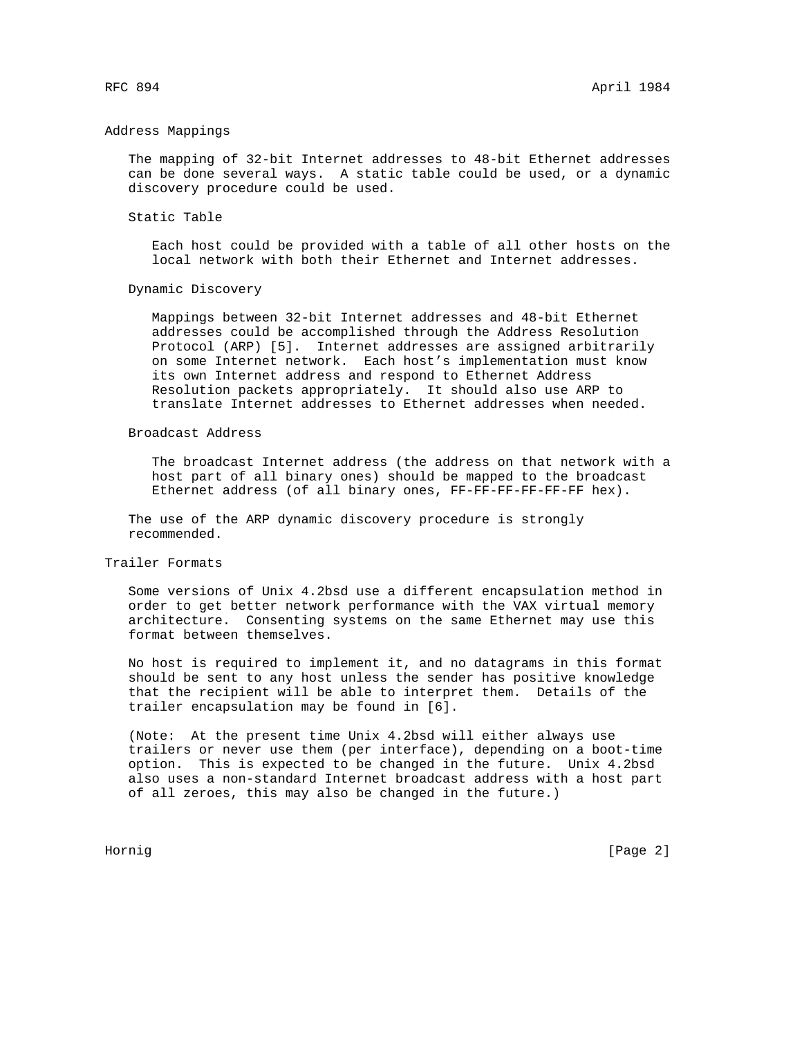## Address Mappings

The mapping of 32-bit Internet addresses to 48-bit Ethernet addresses can be done several ways. A static table could be used, or a dynamic discovery procedure could be used.

### Static Table

Each host could be provided with a table of all other hosts on the local network with both their Ethernet and Internet addresses.

### Dynamic Discovery

Mappings between 32-bit Internet addresses and 48-bit Ethernet addresses could be accomplished through the Address Resolution Protocol (ARP) [5]. Internet addresses are assigned arbitrarily on some Internet network. Each host's implementation must know its own Internet address and respond to Ethernet Address Resolution packets appropriately. It should also use ARP to translate Internet addresses to Ethernet addresses when needed.

### Broadcast Address

The broadcast Internet address (the address on that network with a host part of all binary ones) should be mapped to the broadcast Ethernet address (of all binary ones, FF-FF-FF-FF-FF-FF hex).

The use of the ARP dynamic discovery procedure is strongly recommended.

## Trailer Formats

Some versions of Unix 4.2bsd use a different encapsulation method in order to get better network performance with the VAX virtual memory architecture. Consenting systems on the same Ethernet may use this format between themselves.

No host is required to implement it, and no datagrams in this format should be sent to any host unless the sender has positive knowledge that the recipient will be able to interpret them. Details of the trailer encapsulation may be found in [6].

(Note: At the present time Unix 4.2bsd will either always use trailers or never use them (per interface), depending on a boot-time option. This is expected to be changed in the future. Unix 4.2bsd also uses a non-standard Internet broadcast address with a host part of all zeroes, this may also be changed in the future.)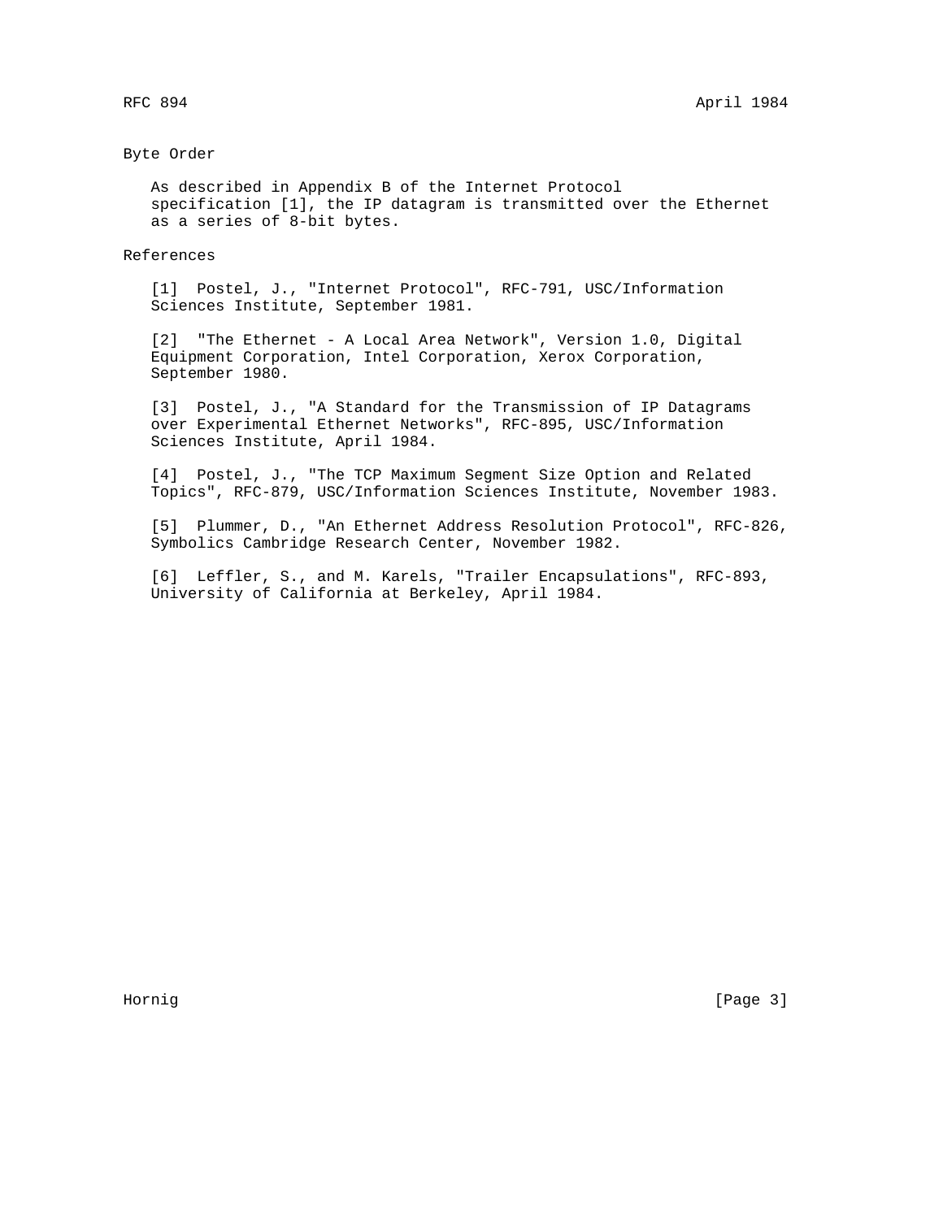## Byte Order

As described in Appendix B of the Internet Protocol specification [1], the IP datagram is transmitted over the Ethernet as a series of 8-bit bytes.

## References

[1] Postel, J., "Internet Protocol", RFC-791, USC/Information Sciences Institute, September 1981.

[2] "The Ethernet - A Local Area Network", Version 1.0, Digital Equipment Corporation, Intel Corporation, Xerox Corporation, September 1980.

[3] Postel, J., "A Standard for the Transmission of IP Datagrams over Experimental Ethernet Networks", RFC-895, USC/Information Sciences Institute, April 1984.

[4] Postel, J., "The TCP Maximum Segment Size Option and Related Topics", RFC-879, USC/Information Sciences Institute, November 1983.

[5] Plummer, D., "An Ethernet Address Resolution Protocol", RFC-826, Symbolics Cambridge Research Center, November 1982.

[6] Leffler, S., and M. Karels, "Trailer Encapsulations", RFC-893, University of California at Berkeley, April 1984.